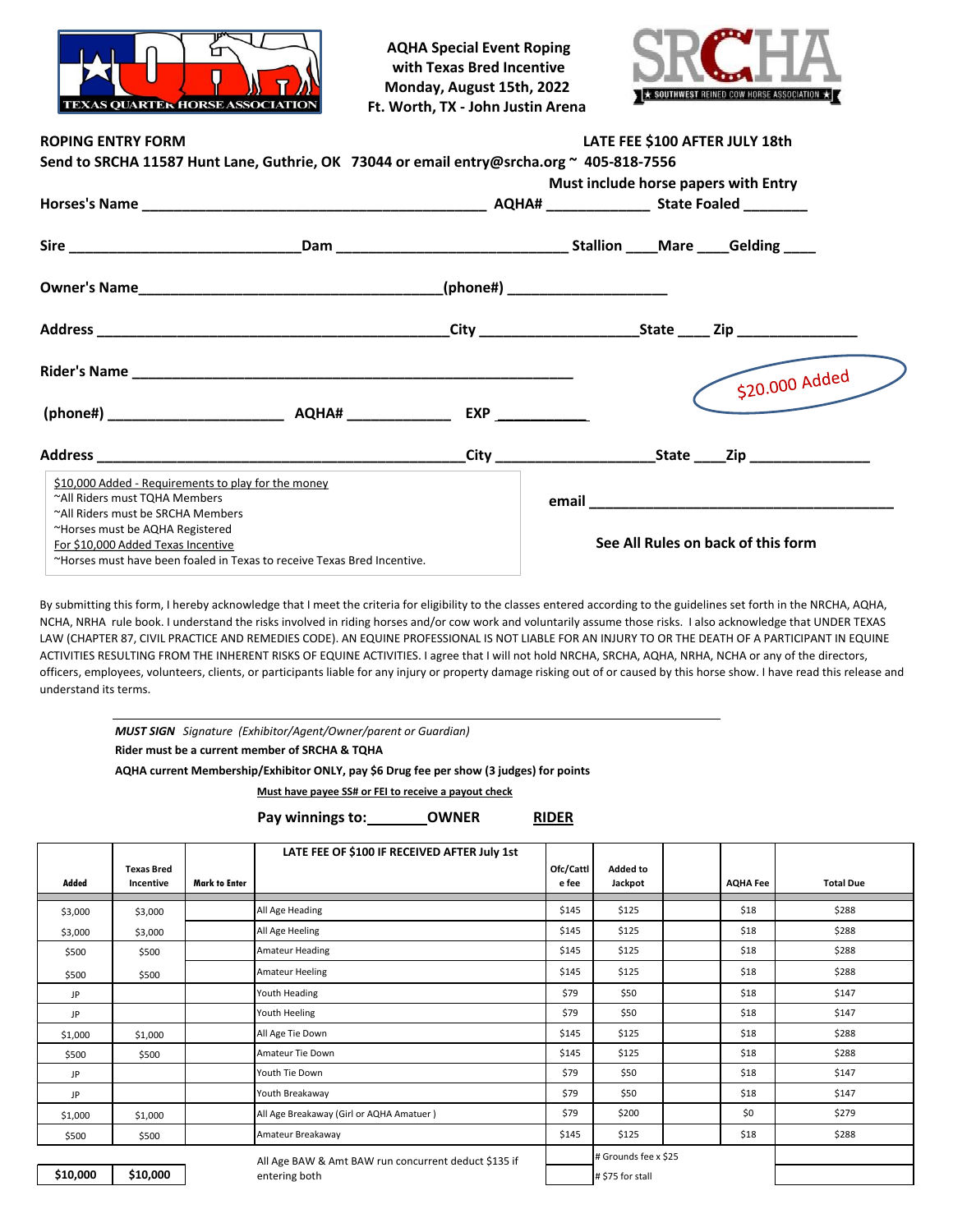TEXAS QUARTER HORSE ASSOCIATION

**AQHA Special Event Roping**
**with Texas Bred Incentive**
**Monday, August 15th, 2022**
**Ft. Worth, TX - John Justin Arena**

SRCHA ★ SOUTHWEST REINED COW HORSE ASSOCIATION ★

**ROPING ENTRY FORM** **LATE FEE $100 AFTER JULY 18th**

**Send to SRCHA 11587 Hunt Lane, Guthrie, OK 73044 or email entry@srcha.org ~ 405-818-7556**

**Must include horse papers with Entry**

**Horses's Name** ________________________________________ **AQHA#** ____________ **State Foaled** _______

**Sire** ___________________________ **Dam** ___________________________ **Stallion** ____ **Mare** ____ **Gelding** ____

**Owner's Name** ___________________________________ **(phone#)** ___________________

**Address** ________________________________________ **City** __________________ **State** ____ **Zip** ______________

**Rider's Name** ___________________________________________________

$20.000 Added

**(phone#)** ____________________ **AQHA#** ____________ **EXP** ___________

**Address** ____________________________________________ **City** __________________ **State** ____ **Zip** ______________

$10,000 Added - Requirements to play for the money
~All Riders must TQHA Members
~All Riders must be SRCHA Members
~Horses must be AQHA Registered
For $10,000 Added Texas Incentive
~Horses must have been foaled in Texas to receive Texas Bred Incentive.

**email** ____________________________________

**See All Rules on back of this form**

By submitting this form, I hereby acknowledge that I meet the criteria for eligibility to the classes entered according to the guidelines set forth in the NRCHA, AQHA, NCHA, NRHA rule book. I understand the risks involved in riding horses and/or cow work and voluntarily assume those risks. I also acknowledge that UNDER TEXAS LAW (CHAPTER 87, CIVIL PRACTICE AND REMEDIES CODE). AN EQUINE PROFESSIONAL IS NOT LIABLE FOR AN INJURY TO OR THE DEATH OF A PARTICIPANT IN EQUINE ACTIVITIES RESULTING FROM THE INHERENT RISKS OF EQUINE ACTIVITIES. I agree that I will not hold NRCHA, SRCHA, AQHA, NRHA, NCHA or any of the directors, officers, employees, volunteers, clients, or participants liable for any injury or property damage risking out of or caused by this horse show. I have read this release and understand its terms.

_______________________________________________

***MUST SIGN*** *Signature (Exhibitor/Agent/Owner/parent or Guardian)*

**Rider must be a current member of SRCHA & TQHA**

**AQHA current Membership/Exhibitor ONLY, pay $6 Drug fee per show (3 judges) for points**

**Must have payee SS# or FEI to receive a payout check**

**Pay winnings to:** _______ **OWNER** **RIDER**

| Added | Texas Bred Incentive | Mark to Enter | LATE FEE OF $100 IF RECEIVED AFTER July 1st | Ofc/Cattle fee | Added to Jackpot | | AQHA Fee | Total Due |
|---|---|---|---|---|---|---|---|---|
| $3,000 | $3,000 | | All Age Heading | $145 | $125 | | $18 | $288 |
| $3,000 | $3,000 | | All Age Heeling | $145 | $125 | | $18 | $288 |
| $500 | $500 | | Amateur Heading | $145 | $125 | | $18 | $288 |
| $500 | $500 | | Amateur Heeling | $145 | $125 | | $18 | $288 |
| JP | | | Youth Heading | $79 | $50 | | $18 | $147 |
| JP | | | Youth Heeling | $79 | $50 | | $18 | $147 |
| $1,000 | $1,000 | | All Age Tie Down | $145 | $125 | | $18 | $288 |
| $500 | $500 | | Amateur Tie Down | $145 | $125 | | $18 | $288 |
| JP | | | Youth Tie Down | $79 | $50 | | $18 | $147 |
| JP | | | Youth Breakaway | $79 | $50 | | $18 | $147 |
| $1,000 | $1,000 | | All Age Breakaway (Girl or AQHA Amatuer ) | $79 | $200 | | $0 | $279 |
| $500 | $500 | | Amateur Breakaway | $145 | $125 | | $18 | $288 |
| | | | All Age BAW & Amt BAW run concurrent deduct $135 if entering both | | # Grounds fee x $25 | | | |
| **$10,000** | **$10,000** | | | | # $75 for stall | | | |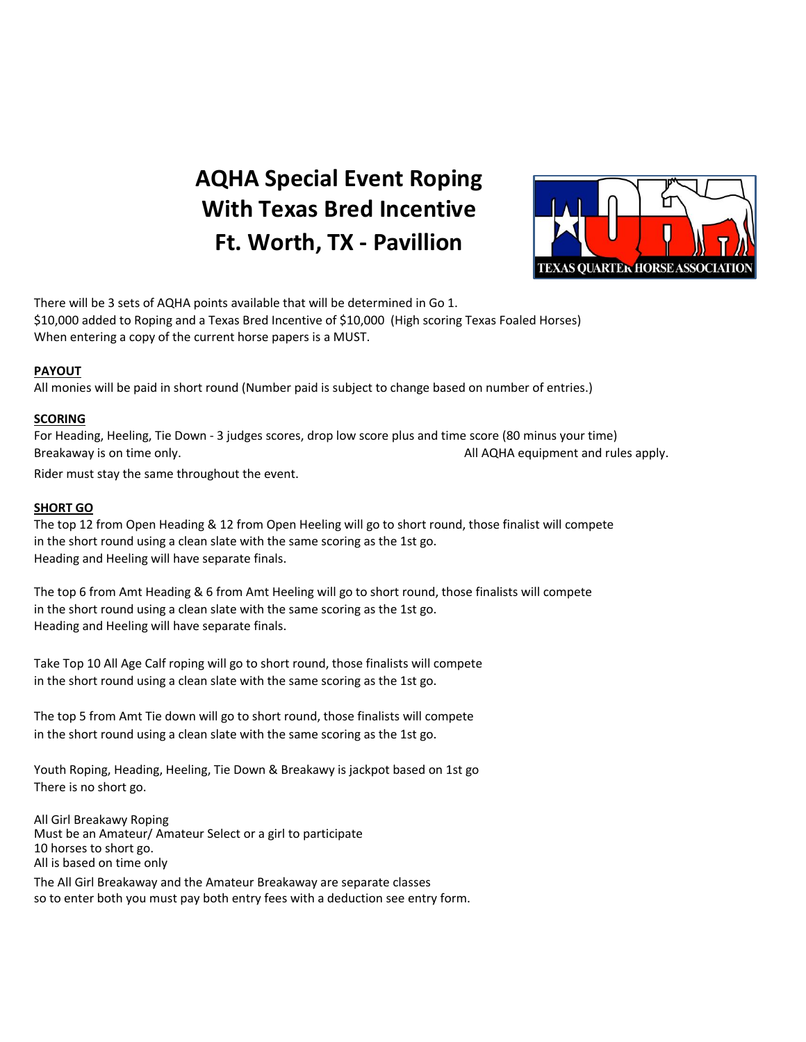# AQHA Special Event Roping With Texas Bred Incentive Ft. Worth, TX - Pavillion

There will be 3 sets of AQHA points available that will be determined in Go 1.
$10,000 added to Roping and a Texas Bred Incentive of $10,000 (High scoring Texas Foaled Horses)
When entering a copy of the current horse papers is a MUST.

**PAYOUT**

All monies will be paid in short round (Number paid is subject to change based on number of entries.)

**SCORING**

For Heading, Heeling, Tie Down - 3 judges scores, drop low score plus and time score (80 minus your time)
Breakaway is on time only.

All AQHA equipment and rules apply.

Rider must stay the same throughout the event.

**SHORT GO**

The top 12 from Open Heading & 12 from Open Heeling will go to short round, those finalist will compete in the short round using a clean slate with the same scoring as the 1st go.
Heading and Heeling will have separate finals.

The top 6 from Amt Heading & 6 from Amt Heeling will go to short round, those finalists will compete in the short round using a clean slate with the same scoring as the 1st go.
Heading and Heeling will have separate finals.

Take Top 10 All Age Calf roping will go to short round, those finalists will compete in the short round using a clean slate with the same scoring as the 1st go.

The top 5 from Amt Tie down will go to short round, those finalists will compete in the short round using a clean slate with the same scoring as the 1st go.

Youth Roping, Heading, Heeling, Tie Down & Breakawy is jackpot based on 1st go
There is no short go.

All Girl Breakawy Roping
Must be an Amateur/ Amateur Select or a girl to participate
10 horses to short go.
All is based on time only

The All Girl Breakaway and the Amateur Breakaway are separate classes so to enter both you must pay both entry fees with a deduction see entry form.